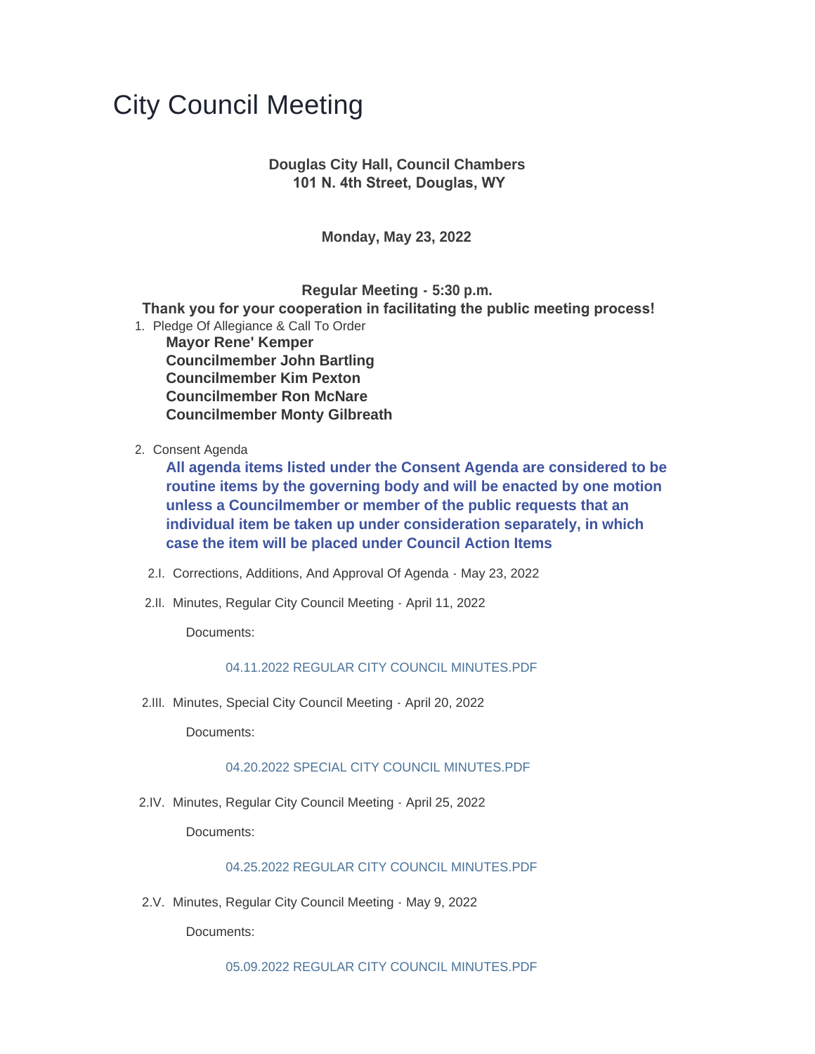# City Council Meeting

**Douglas City Hall, Council Chambers**
**101 N. 4th Street, Douglas, WY**

**Monday, May 23, 2022**

**Regular Meeting - 5:30 p.m.**
**Thank you for your cooperation in facilitating the public meeting process!**

1. Pledge Of Allegiance & Call To Order

   **Mayor Rene' Kemper**
   **Councilmember John Bartling**
   **Councilmember Kim Pexton**
   **Councilmember Ron McNare**
   **Councilmember Monty Gilbreath**

2. Consent Agenda

   **All agenda items listed under the Consent Agenda are considered to be routine items by the governing body and will be enacted by one motion unless a Councilmember or member of the public requests that an individual item be taken up under consideration separately, in which case the item will be placed under Council Action Items**

   2.I. Corrections, Additions, And Approval Of Agenda - May 23, 2022

   2.II. Minutes, Regular City Council Meeting - April 11, 2022

   Documents:

   04.11.2022 REGULAR CITY COUNCIL MINUTES.PDF

   2.III. Minutes, Special City Council Meeting - April 20, 2022

   Documents:

   04.20.2022 SPECIAL CITY COUNCIL MINUTES.PDF

   2.IV. Minutes, Regular City Council Meeting - April 25, 2022

   Documents:

   04.25.2022 REGULAR CITY COUNCIL MINUTES.PDF

   2.V. Minutes, Regular City Council Meeting - May 9, 2022

   Documents:

   05.09.2022 REGULAR CITY COUNCIL MINUTES.PDF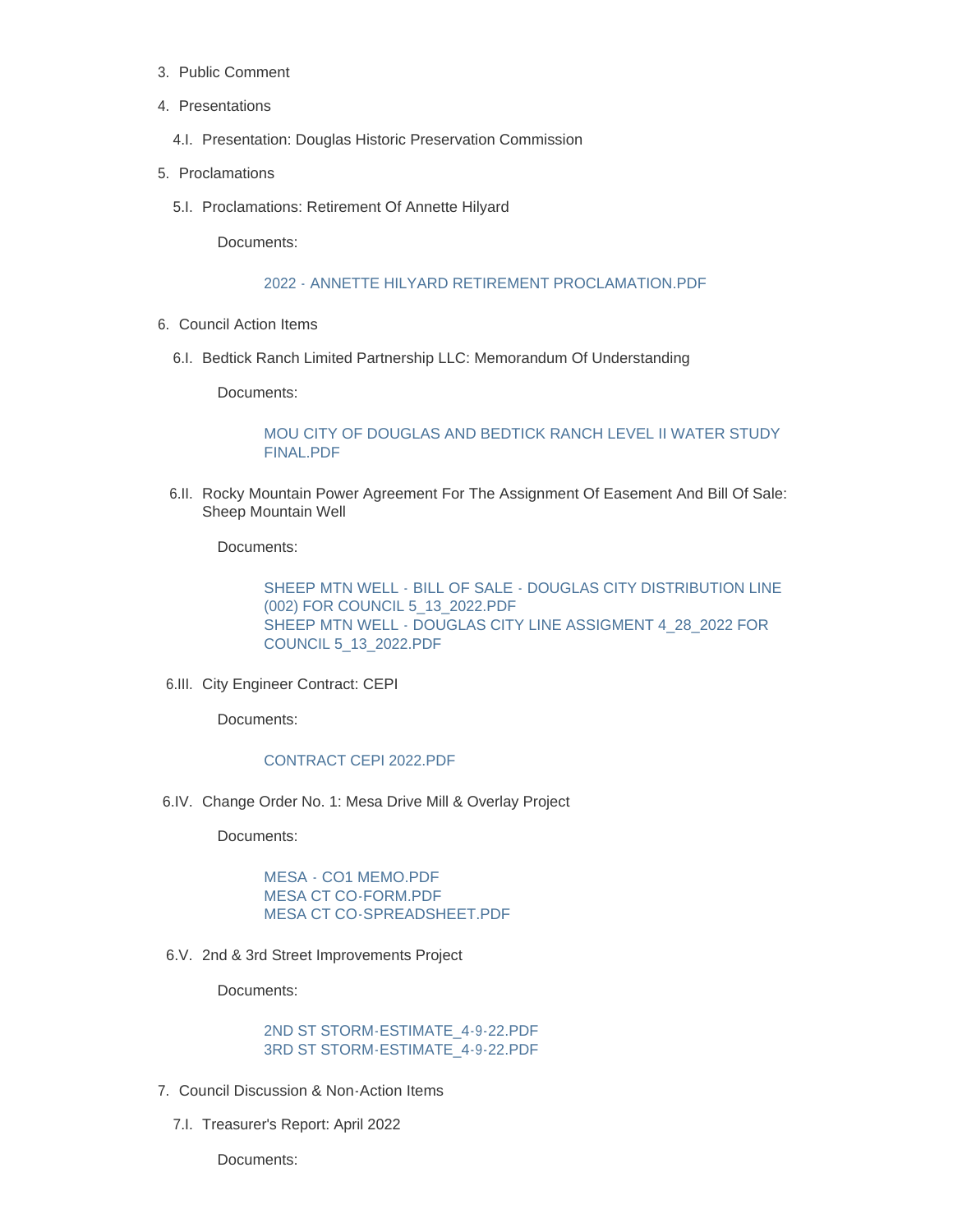3. Public Comment

4. Presentations

   4.I. Presentation: Douglas Historic Preservation Commission

5. Proclamations

   5.I. Proclamations: Retirement Of Annette Hilyard

   Documents:

   2022 - ANNETTE HILYARD RETIREMENT PROCLAMATION.PDF

6. Council Action Items

   6.I. Bedtick Ranch Limited Partnership LLC: Memorandum Of Understanding

   Documents:

   MOU CITY OF DOUGLAS AND BEDTICK RANCH LEVEL II WATER STUDY FINAL.PDF

   6.II. Rocky Mountain Power Agreement For The Assignment Of Easement And Bill Of Sale: Sheep Mountain Well

   Documents:

   SHEEP MTN WELL - BILL OF SALE - DOUGLAS CITY DISTRIBUTION LINE (002) FOR COUNCIL 5_13_2022.PDF
   SHEEP MTN WELL - DOUGLAS CITY LINE ASSIGMENT 4_28_2022 FOR COUNCIL 5_13_2022.PDF

   6.III. City Engineer Contract: CEPI

   Documents:

   CONTRACT CEPI 2022.PDF

   6.IV. Change Order No. 1: Mesa Drive Mill & Overlay Project

   Documents:

   MESA - CO1 MEMO.PDF
   MESA CT CO-FORM.PDF
   MESA CT CO-SPREADSHEET.PDF

   6.V. 2nd & 3rd Street Improvements Project

   Documents:

   2ND ST STORM-ESTIMATE_4-9-22.PDF
   3RD ST STORM-ESTIMATE_4-9-22.PDF

7. Council Discussion & Non-Action Items

   7.I. Treasurer's Report: April 2022

   Documents: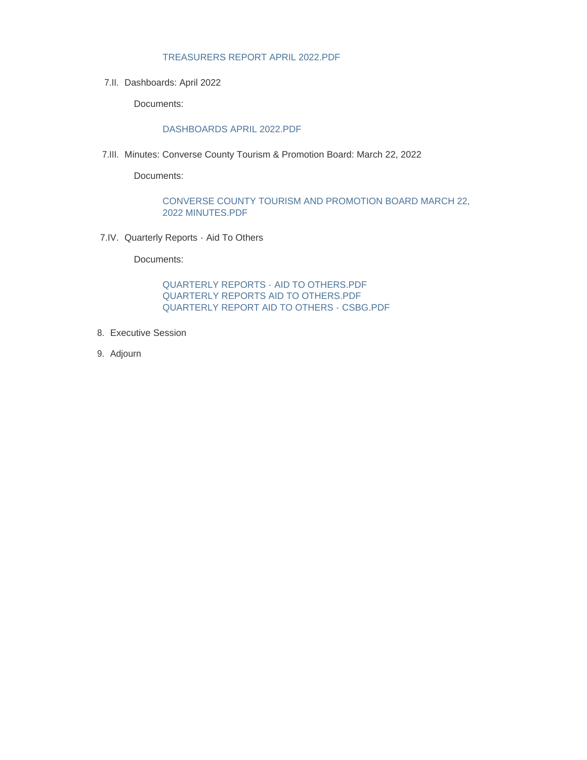TREASURERS REPORT APRIL 2022.PDF

7.II. Dashboards: April 2022

Documents:

DASHBOARDS APRIL 2022.PDF

7.III. Minutes: Converse County Tourism & Promotion Board: March 22, 2022

Documents:

CONVERSE COUNTY TOURISM AND PROMOTION BOARD MARCH 22, 2022 MINUTES.PDF

7.IV. Quarterly Reports - Aid To Others

Documents:

QUARTERLY REPORTS - AID TO OTHERS.PDF
QUARTERLY REPORTS AID TO OTHERS.PDF
QUARTERLY REPORT AID TO OTHERS - CSBG.PDF

8. Executive Session
9. Adjourn